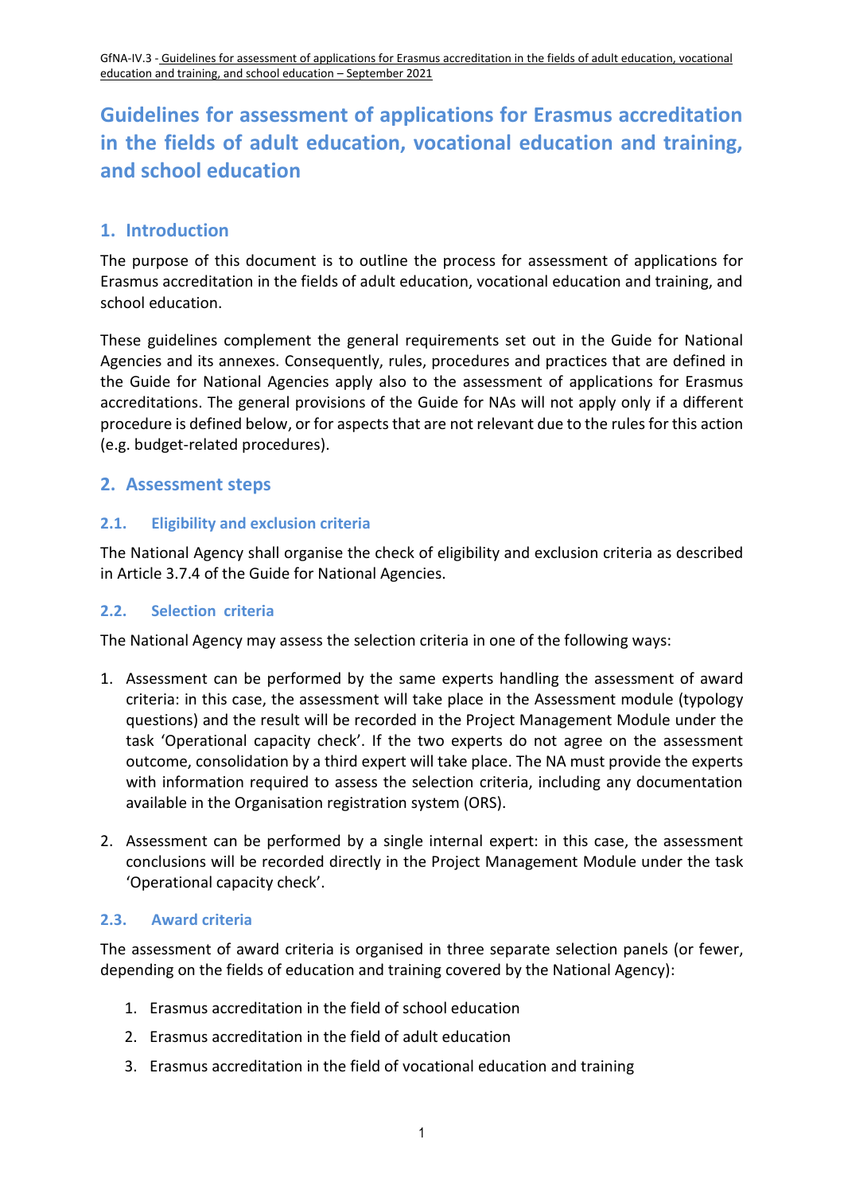# Guidelines for assessment of applications for Erasmus accreditation in the fields of adult education, vocational education and training, and school education

## 1. Introduction

The purpose of this document is to outline the process for assessment of applications for Erasmus accreditation in the fields of adult education, vocational education and training, and school education.

These guidelines complement the general requirements set out in the Guide for National Agencies and its annexes. Consequently, rules, procedures and practices that are defined in the Guide for National Agencies apply also to the assessment of applications for Erasmus accreditations. The general provisions of the Guide for NAs will not apply only if a different procedure is defined below, or for aspects that are not relevant due to the rules for this action (e.g. budget-related procedures).

## 2. Assessment steps

### 2.1. Eligibility and exclusion criteria

The National Agency shall organise the check of eligibility and exclusion criteria as described in Article 3.7.4 of the Guide for National Agencies.

### 2.2. Selection criteria

The National Agency may assess the selection criteria in one of the following ways:

1. Assessment can be performed by the same experts handling the assessment of award criteria: in this case, the assessment will take place in the Assessment module (typology questions) and the result will be recorded in the Project Management Module under the task 'Operational capacity check'. If the two experts do not agree on the assessment outcome, consolidation by a third expert will take place. The NA must provide the experts with information required to assess the selection criteria, including any documentation available in the Organisation registration system (ORS).

2. Assessment can be performed by a single internal expert: in this case, the assessment conclusions will be recorded directly in the Project Management Module under the task 'Operational capacity check'.

### 2.3. Award criteria

The assessment of award criteria is organised in three separate selection panels (or fewer, depending on the fields of education and training covered by the National Agency):

1. Erasmus accreditation in the field of school education
2. Erasmus accreditation in the field of adult education
3. Erasmus accreditation in the field of vocational education and training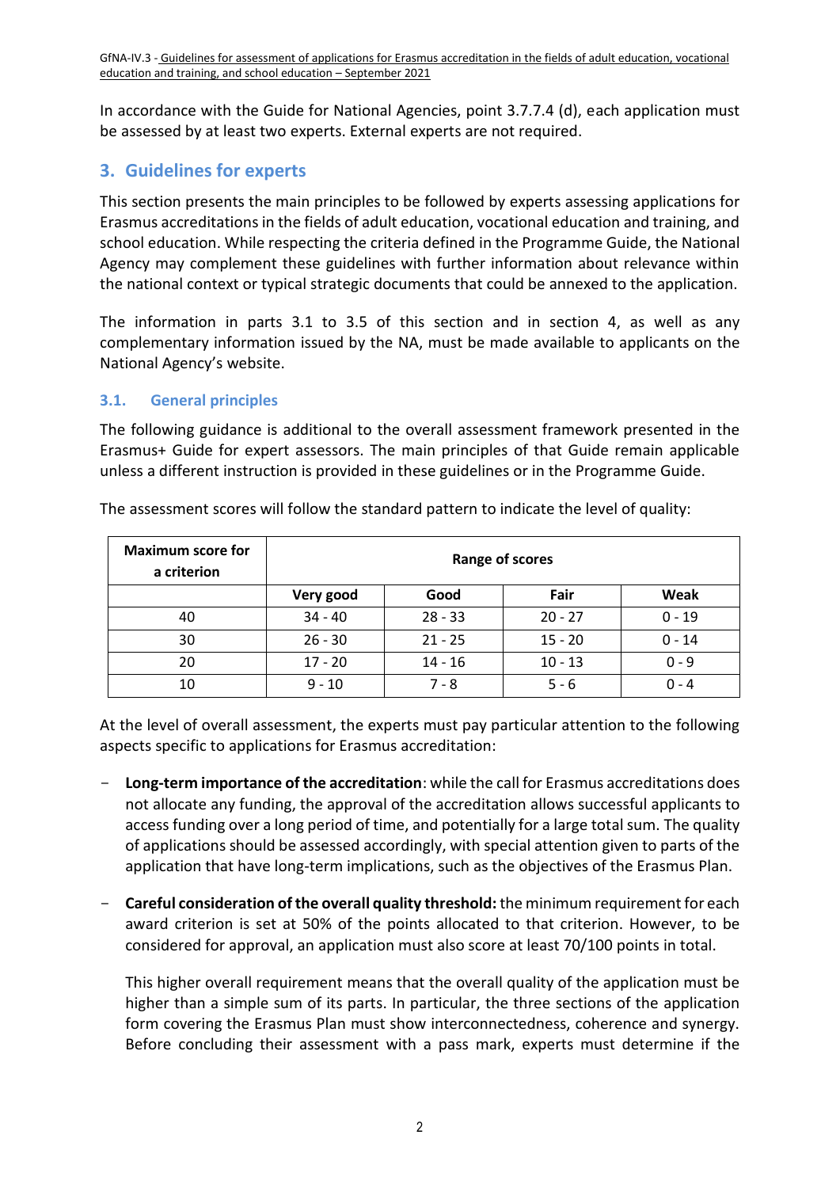In accordance with the Guide for National Agencies, point 3.7.7.4 (d), each application must be assessed by at least two experts. External experts are not required.

## 3. Guidelines for experts

This section presents the main principles to be followed by experts assessing applications for Erasmus accreditations in the fields of adult education, vocational education and training, and school education. While respecting the criteria defined in the Programme Guide, the National Agency may complement these guidelines with further information about relevance within the national context or typical strategic documents that could be annexed to the application.

The information in parts 3.1 to 3.5 of this section and in section 4, as well as any complementary information issued by the NA, must be made available to applicants on the National Agency's website.

### 3.1. General principles

The following guidance is additional to the overall assessment framework presented in the Erasmus+ Guide for expert assessors. The main principles of that Guide remain applicable unless a different instruction is provided in these guidelines or in the Programme Guide.

The assessment scores will follow the standard pattern to indicate the level of quality:

| Maximum score for a criterion | Range of scores | | | |
|---|---|---|---|---|
| | Very good | Good | Fair | Weak |
| 40 | 34 - 40 | 28 - 33 | 20 - 27 | 0 - 19 |
| 30 | 26 - 30 | 21 - 25 | 15 - 20 | 0 - 14 |
| 20 | 17 - 20 | 14 - 16 | 10 - 13 | 0 - 9 |
| 10 | 9 - 10 | 7 - 8 | 5 - 6 | 0 - 4 |

At the level of overall assessment, the experts must pay particular attention to the following aspects specific to applications for Erasmus accreditation:

- **Long-term importance of the accreditation**: while the call for Erasmus accreditations does not allocate any funding, the approval of the accreditation allows successful applicants to access funding over a long period of time, and potentially for a large total sum. The quality of applications should be assessed accordingly, with special attention given to parts of the application that have long-term implications, such as the objectives of the Erasmus Plan.

- **Careful consideration of the overall quality threshold:** the minimum requirement for each award criterion is set at 50% of the points allocated to that criterion. However, to be considered for approval, an application must also score at least 70/100 points in total.

  This higher overall requirement means that the overall quality of the application must be higher than a simple sum of its parts. In particular, the three sections of the application form covering the Erasmus Plan must show interconnectedness, coherence and synergy. Before concluding their assessment with a pass mark, experts must determine if the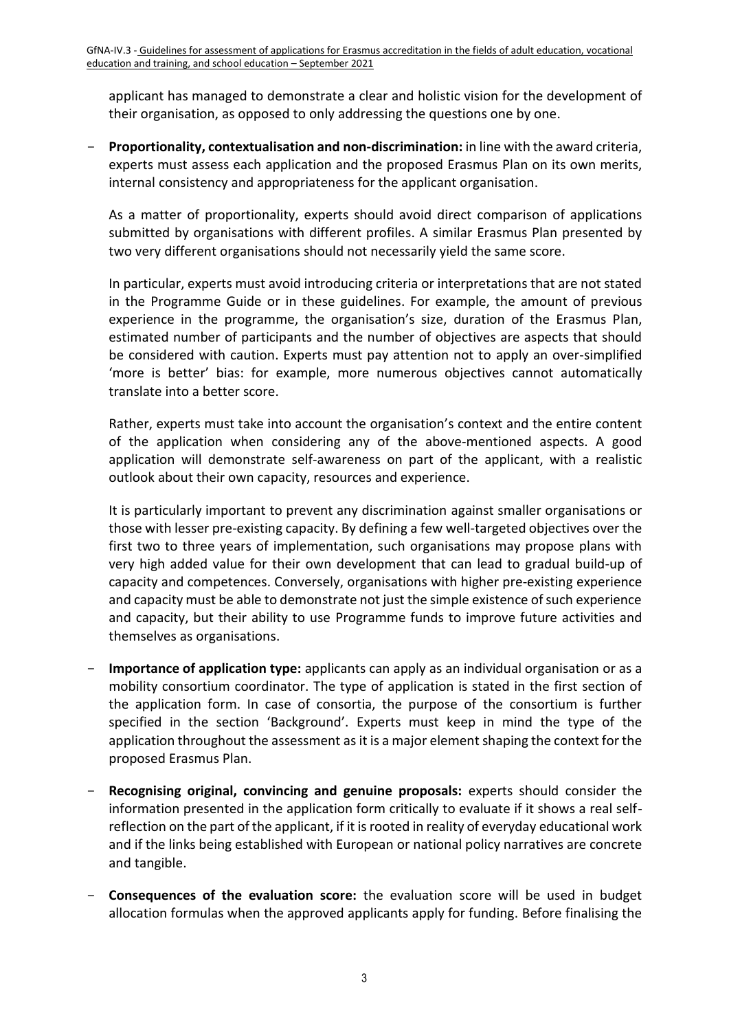applicant has managed to demonstrate a clear and holistic vision for the development of their organisation, as opposed to only addressing the questions one by one.

- **Proportionality, contextualisation and non-discrimination:** in line with the award criteria, experts must assess each application and the proposed Erasmus Plan on its own merits, internal consistency and appropriateness for the applicant organisation.

  As a matter of proportionality, experts should avoid direct comparison of applications submitted by organisations with different profiles. A similar Erasmus Plan presented by two very different organisations should not necessarily yield the same score.

  In particular, experts must avoid introducing criteria or interpretations that are not stated in the Programme Guide or in these guidelines. For example, the amount of previous experience in the programme, the organisation's size, duration of the Erasmus Plan, estimated number of participants and the number of objectives are aspects that should be considered with caution. Experts must pay attention not to apply an over-simplified 'more is better' bias: for example, more numerous objectives cannot automatically translate into a better score.

  Rather, experts must take into account the organisation's context and the entire content of the application when considering any of the above-mentioned aspects. A good application will demonstrate self-awareness on part of the applicant, with a realistic outlook about their own capacity, resources and experience.

  It is particularly important to prevent any discrimination against smaller organisations or those with lesser pre-existing capacity. By defining a few well-targeted objectives over the first two to three years of implementation, such organisations may propose plans with very high added value for their own development that can lead to gradual build-up of capacity and competences. Conversely, organisations with higher pre-existing experience and capacity must be able to demonstrate not just the simple existence of such experience and capacity, but their ability to use Programme funds to improve future activities and themselves as organisations.

- **Importance of application type:** applicants can apply as an individual organisation or as a mobility consortium coordinator. The type of application is stated in the first section of the application form. In case of consortia, the purpose of the consortium is further specified in the section 'Background'. Experts must keep in mind the type of the application throughout the assessment as it is a major element shaping the context for the proposed Erasmus Plan.

- **Recognising original, convincing and genuine proposals:** experts should consider the information presented in the application form critically to evaluate if it shows a real self-reflection on the part of the applicant, if it is rooted in reality of everyday educational work and if the links being established with European or national policy narratives are concrete and tangible.

- **Consequences of the evaluation score:** the evaluation score will be used in budget allocation formulas when the approved applicants apply for funding. Before finalising the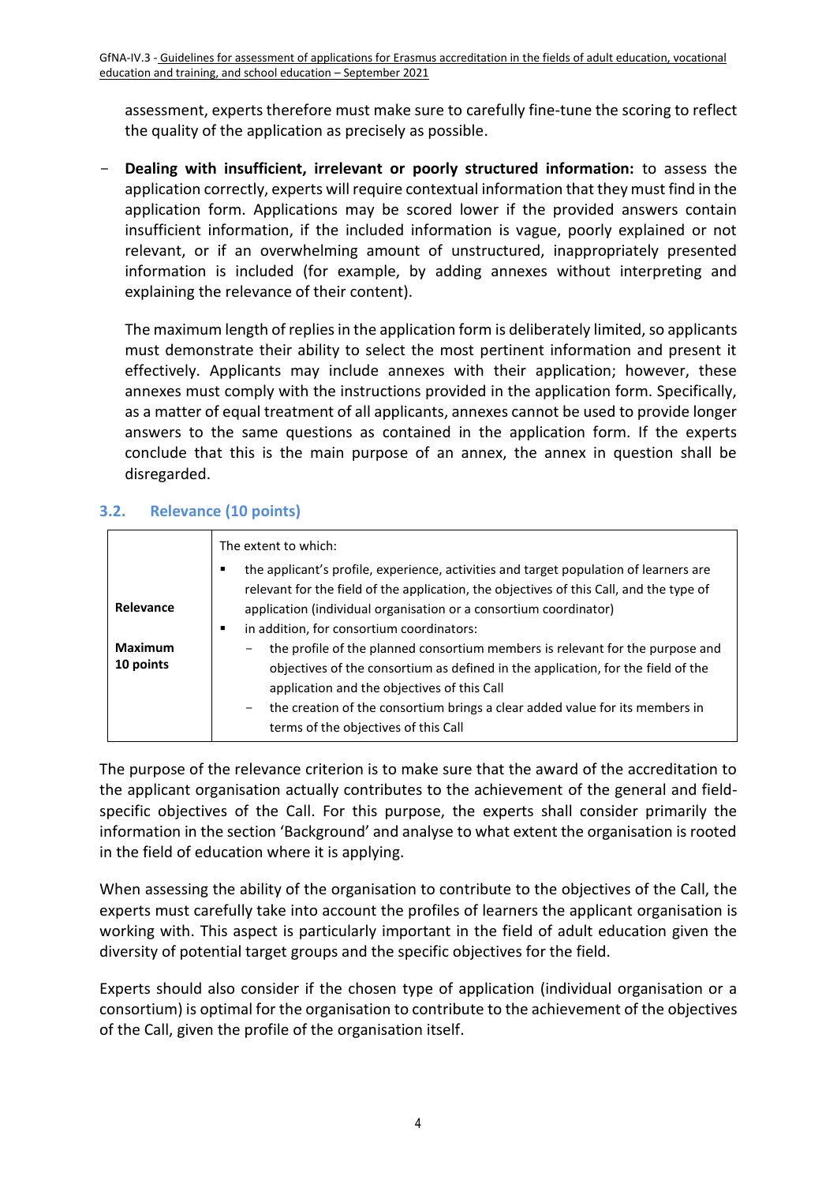assessment, experts therefore must make sure to carefully fine-tune the scoring to reflect the quality of the application as precisely as possible.

- **Dealing with insufficient, irrelevant or poorly structured information:** to assess the application correctly, experts will require contextual information that they must find in the application form. Applications may be scored lower if the provided answers contain insufficient information, if the included information is vague, poorly explained or not relevant, or if an overwhelming amount of unstructured, inappropriately presented information is included (for example, by adding annexes without interpreting and explaining the relevance of their content).

  The maximum length of replies in the application form is deliberately limited, so applicants must demonstrate their ability to select the most pertinent information and present it effectively. Applicants may include annexes with their application; however, these annexes must comply with the instructions provided in the application form. Specifically, as a matter of equal treatment of all applicants, annexes cannot be used to provide longer answers to the same questions as contained in the application form. If the experts conclude that this is the main purpose of an annex, the annex in question shall be disregarded.

### 3.2. Relevance (10 points)

| | |
|---|---|
| **Relevance**<br><br>**Maximum 10 points** | The extent to which:<br>▪ the applicant's profile, experience, activities and target population of learners are relevant for the field of the application, the objectives of this Call, and the type of application (individual organisation or a consortium coordinator)<br>▪ in addition, for consortium coordinators:<br>− the profile of the planned consortium members is relevant for the purpose and objectives of the consortium as defined in the application, for the field of the application and the objectives of this Call<br>− the creation of the consortium brings a clear added value for its members in terms of the objectives of this Call |

The purpose of the relevance criterion is to make sure that the award of the accreditation to the applicant organisation actually contributes to the achievement of the general and field-specific objectives of the Call. For this purpose, the experts shall consider primarily the information in the section 'Background' and analyse to what extent the organisation is rooted in the field of education where it is applying.

When assessing the ability of the organisation to contribute to the objectives of the Call, the experts must carefully take into account the profiles of learners the applicant organisation is working with. This aspect is particularly important in the field of adult education given the diversity of potential target groups and the specific objectives for the field.

Experts should also consider if the chosen type of application (individual organisation or a consortium) is optimal for the organisation to contribute to the achievement of the objectives of the Call, given the profile of the organisation itself.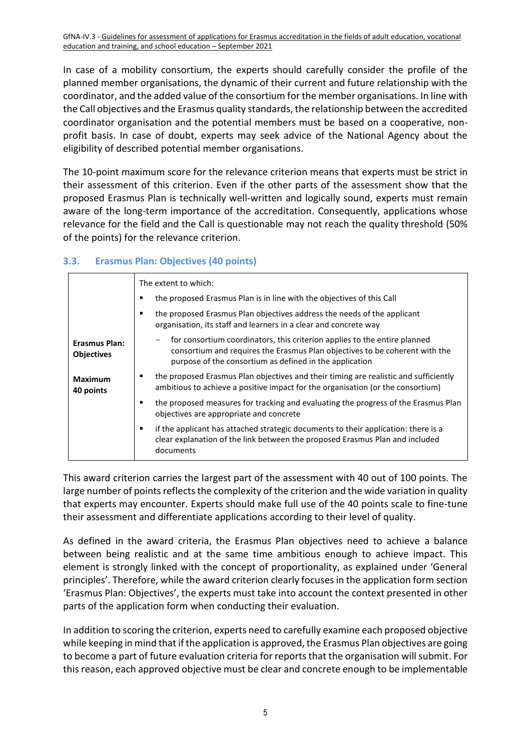In case of a mobility consortium, the experts should carefully consider the profile of the planned member organisations, the dynamic of their current and future relationship with the coordinator, and the added value of the consortium for the member organisations. In line with the Call objectives and the Erasmus quality standards, the relationship between the accredited coordinator organisation and the potential members must be based on a cooperative, non-profit basis. In case of doubt, experts may seek advice of the National Agency about the eligibility of described potential member organisations.

The 10-point maximum score for the relevance criterion means that experts must be strict in their assessment of this criterion. Even if the other parts of the assessment show that the proposed Erasmus Plan is technically well-written and logically sound, experts must remain aware of the long-term importance of the accreditation. Consequently, applications whose relevance for the field and the Call is questionable may not reach the quality threshold (50% of the points) for the relevance criterion.

### 3.3. Erasmus Plan: Objectives (40 points)

| | |
|---|---|
| **Erasmus Plan: Objectives**<br><br>**Maximum 40 points** | The extent to which:<br>▪ the proposed Erasmus Plan is in line with the objectives of this Call<br>▪ the proposed Erasmus Plan objectives address the needs of the applicant organisation, its staff and learners in a clear and concrete way<br>&nbsp;&nbsp;&nbsp;&nbsp;- for consortium coordinators, this criterion applies to the entire planned consortium and requires the Erasmus Plan objectives to be coherent with the purpose of the consortium as defined in the application<br>▪ the proposed Erasmus Plan objectives and their timing are realistic and sufficiently ambitious to achieve a positive impact for the organisation (or the consortium)<br>▪ the proposed measures for tracking and evaluating the progress of the Erasmus Plan objectives are appropriate and concrete<br>▪ if the applicant has attached strategic documents to their application: there is a clear explanation of the link between the proposed Erasmus Plan and included documents |

This award criterion carries the largest part of the assessment with 40 out of 100 points. The large number of points reflects the complexity of the criterion and the wide variation in quality that experts may encounter. Experts should make full use of the 40 points scale to fine-tune their assessment and differentiate applications according to their level of quality.

As defined in the award criteria, the Erasmus Plan objectives need to achieve a balance between being realistic and at the same time ambitious enough to achieve impact. This element is strongly linked with the concept of proportionality, as explained under 'General principles'. Therefore, while the award criterion clearly focuses in the application form section 'Erasmus Plan: Objectives', the experts must take into account the context presented in other parts of the application form when conducting their evaluation.

In addition to scoring the criterion, experts need to carefully examine each proposed objective while keeping in mind that if the application is approved, the Erasmus Plan objectives are going to become a part of future evaluation criteria for reports that the organisation will submit. For this reason, each approved objective must be clear and concrete enough to be implementable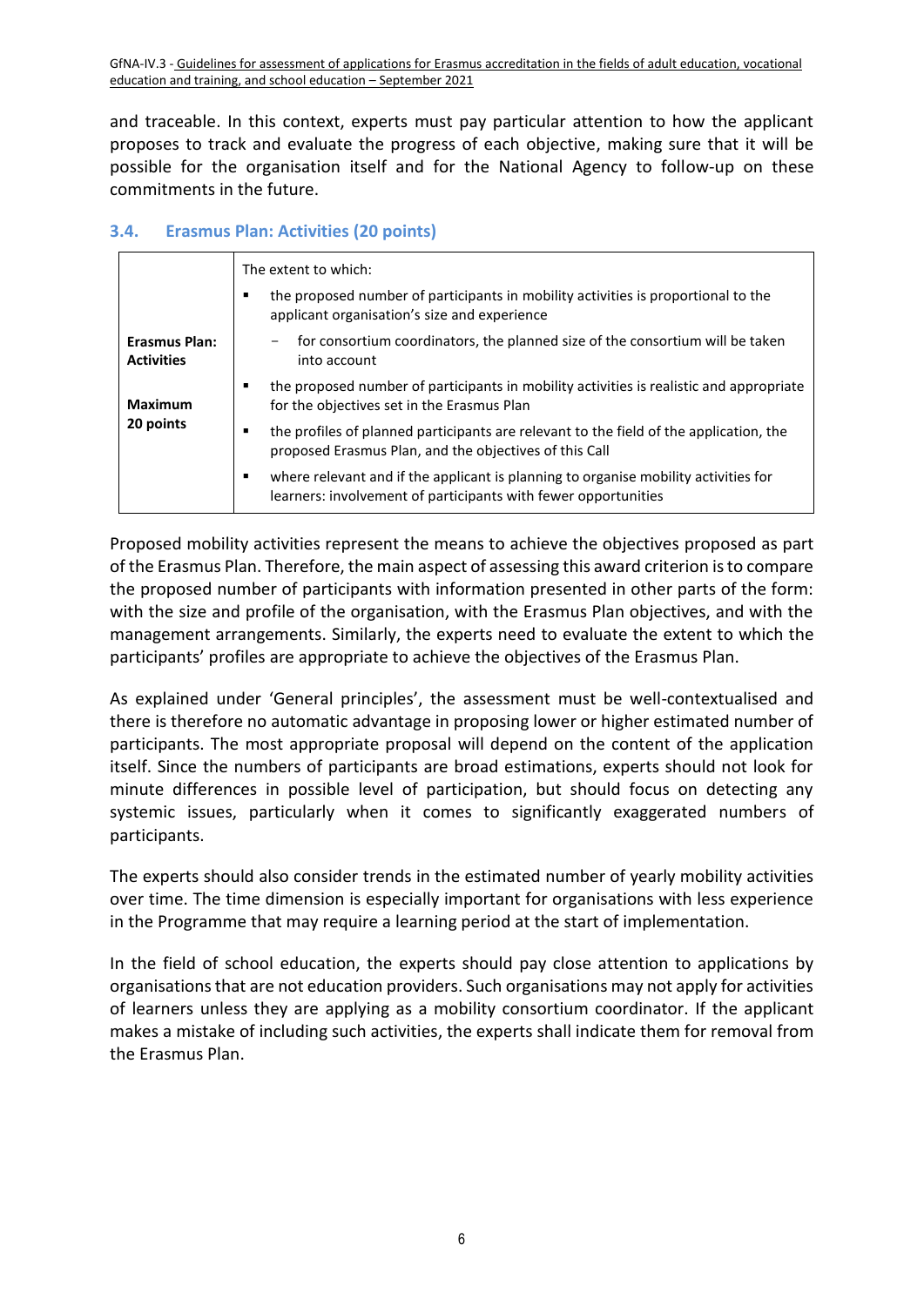and traceable. In this context, experts must pay particular attention to how the applicant proposes to track and evaluate the progress of each objective, making sure that it will be possible for the organisation itself and for the National Agency to follow-up on these commitments in the future.

### 3.4. Erasmus Plan: Activities (20 points)

| | |
|---|---|
| **Erasmus Plan: Activities**<br><br>**Maximum 20 points** | The extent to which:<br>▪ the proposed number of participants in mobility activities is proportional to the applicant organisation's size and experience<br>- for consortium coordinators, the planned size of the consortium will be taken into account<br>▪ the proposed number of participants in mobility activities is realistic and appropriate for the objectives set in the Erasmus Plan<br>▪ the profiles of planned participants are relevant to the field of the application, the proposed Erasmus Plan, and the objectives of this Call<br>▪ where relevant and if the applicant is planning to organise mobility activities for learners: involvement of participants with fewer opportunities |

Proposed mobility activities represent the means to achieve the objectives proposed as part of the Erasmus Plan. Therefore, the main aspect of assessing this award criterion is to compare the proposed number of participants with information presented in other parts of the form: with the size and profile of the organisation, with the Erasmus Plan objectives, and with the management arrangements. Similarly, the experts need to evaluate the extent to which the participants' profiles are appropriate to achieve the objectives of the Erasmus Plan.

As explained under 'General principles', the assessment must be well-contextualised and there is therefore no automatic advantage in proposing lower or higher estimated number of participants. The most appropriate proposal will depend on the content of the application itself. Since the numbers of participants are broad estimations, experts should not look for minute differences in possible level of participation, but should focus on detecting any systemic issues, particularly when it comes to significantly exaggerated numbers of participants.

The experts should also consider trends in the estimated number of yearly mobility activities over time. The time dimension is especially important for organisations with less experience in the Programme that may require a learning period at the start of implementation.

In the field of school education, the experts should pay close attention to applications by organisations that are not education providers. Such organisations may not apply for activities of learners unless they are applying as a mobility consortium coordinator. If the applicant makes a mistake of including such activities, the experts shall indicate them for removal from the Erasmus Plan.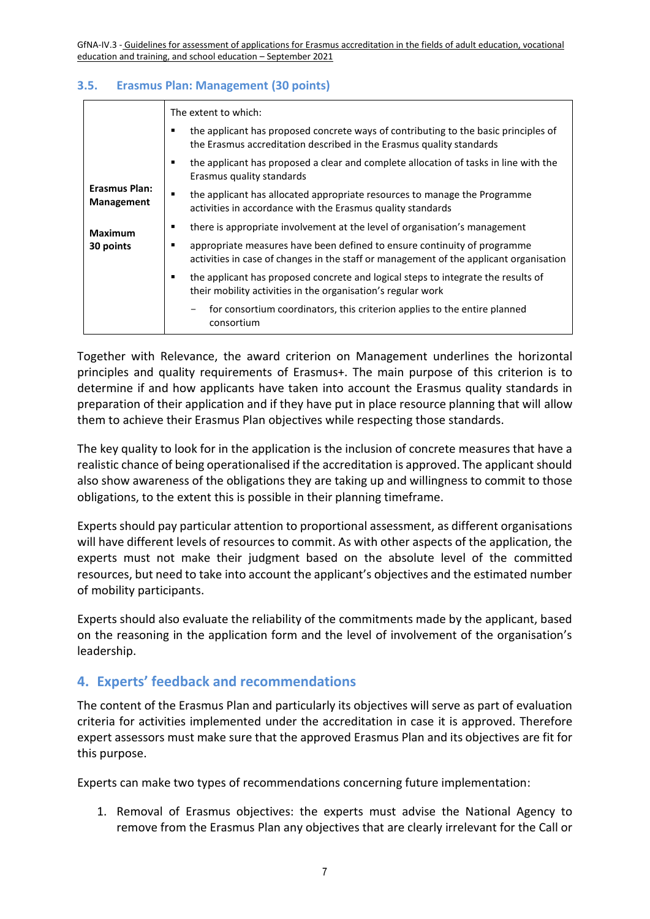### 3.5. Erasmus Plan: Management (30 points)

| | |
|---|---|
| **Erasmus Plan: Management**<br><br>**Maximum 30 points** | The extent to which:<br>▪ the applicant has proposed concrete ways of contributing to the basic principles of the Erasmus accreditation described in the Erasmus quality standards<br>▪ the applicant has proposed a clear and complete allocation of tasks in line with the Erasmus quality standards<br>▪ the applicant has allocated appropriate resources to manage the Programme activities in accordance with the Erasmus quality standards<br>▪ there is appropriate involvement at the level of organisation's management<br>▪ appropriate measures have been defined to ensure continuity of programme activities in case of changes in the staff or management of the applicant organisation<br>▪ the applicant has proposed concrete and logical steps to integrate the results of their mobility activities in the organisation's regular work<br>− for consortium coordinators, this criterion applies to the entire planned consortium |

Together with Relevance, the award criterion on Management underlines the horizontal principles and quality requirements of Erasmus+. The main purpose of this criterion is to determine if and how applicants have taken into account the Erasmus quality standards in preparation of their application and if they have put in place resource planning that will allow them to achieve their Erasmus Plan objectives while respecting those standards.

The key quality to look for in the application is the inclusion of concrete measures that have a realistic chance of being operationalised if the accreditation is approved. The applicant should also show awareness of the obligations they are taking up and willingness to commit to those obligations, to the extent this is possible in their planning timeframe.

Experts should pay particular attention to proportional assessment, as different organisations will have different levels of resources to commit. As with other aspects of the application, the experts must not make their judgment based on the absolute level of the committed resources, but need to take into account the applicant's objectives and the estimated number of mobility participants.

Experts should also evaluate the reliability of the commitments made by the applicant, based on the reasoning in the application form and the level of involvement of the organisation's leadership.

## 4. Experts' feedback and recommendations

The content of the Erasmus Plan and particularly its objectives will serve as part of evaluation criteria for activities implemented under the accreditation in case it is approved. Therefore expert assessors must make sure that the approved Erasmus Plan and its objectives are fit for this purpose.

Experts can make two types of recommendations concerning future implementation:

1. Removal of Erasmus objectives: the experts must advise the National Agency to remove from the Erasmus Plan any objectives that are clearly irrelevant for the Call or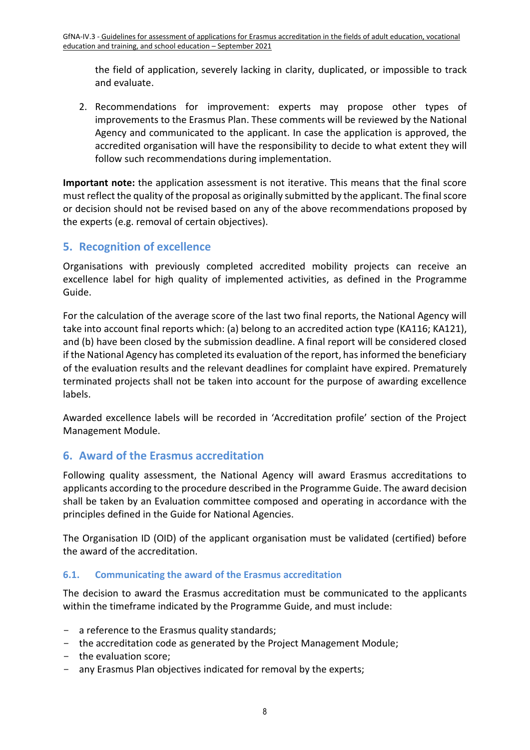the field of application, severely lacking in clarity, duplicated, or impossible to track and evaluate.

2. Recommendations for improvement: experts may propose other types of improvements to the Erasmus Plan. These comments will be reviewed by the National Agency and communicated to the applicant. In case the application is approved, the accredited organisation will have the responsibility to decide to what extent they will follow such recommendations during implementation.

**Important note:** the application assessment is not iterative. This means that the final score must reflect the quality of the proposal as originally submitted by the applicant. The final score or decision should not be revised based on any of the above recommendations proposed by the experts (e.g. removal of certain objectives).

## 5. Recognition of excellence

Organisations with previously completed accredited mobility projects can receive an excellence label for high quality of implemented activities, as defined in the Programme Guide.

For the calculation of the average score of the last two final reports, the National Agency will take into account final reports which: (a) belong to an accredited action type (KA116; KA121), and (b) have been closed by the submission deadline. A final report will be considered closed if the National Agency has completed its evaluation of the report, has informed the beneficiary of the evaluation results and the relevant deadlines for complaint have expired. Prematurely terminated projects shall not be taken into account for the purpose of awarding excellence labels.

Awarded excellence labels will be recorded in 'Accreditation profile' section of the Project Management Module.

## 6. Award of the Erasmus accreditation

Following quality assessment, the National Agency will award Erasmus accreditations to applicants according to the procedure described in the Programme Guide. The award decision shall be taken by an Evaluation committee composed and operating in accordance with the principles defined in the Guide for National Agencies.

The Organisation ID (OID) of the applicant organisation must be validated (certified) before the award of the accreditation.

### 6.1. Communicating the award of the Erasmus accreditation

The decision to award the Erasmus accreditation must be communicated to the applicants within the timeframe indicated by the Programme Guide, and must include:

- a reference to the Erasmus quality standards;
- the accreditation code as generated by the Project Management Module;
- the evaluation score;
- any Erasmus Plan objectives indicated for removal by the experts;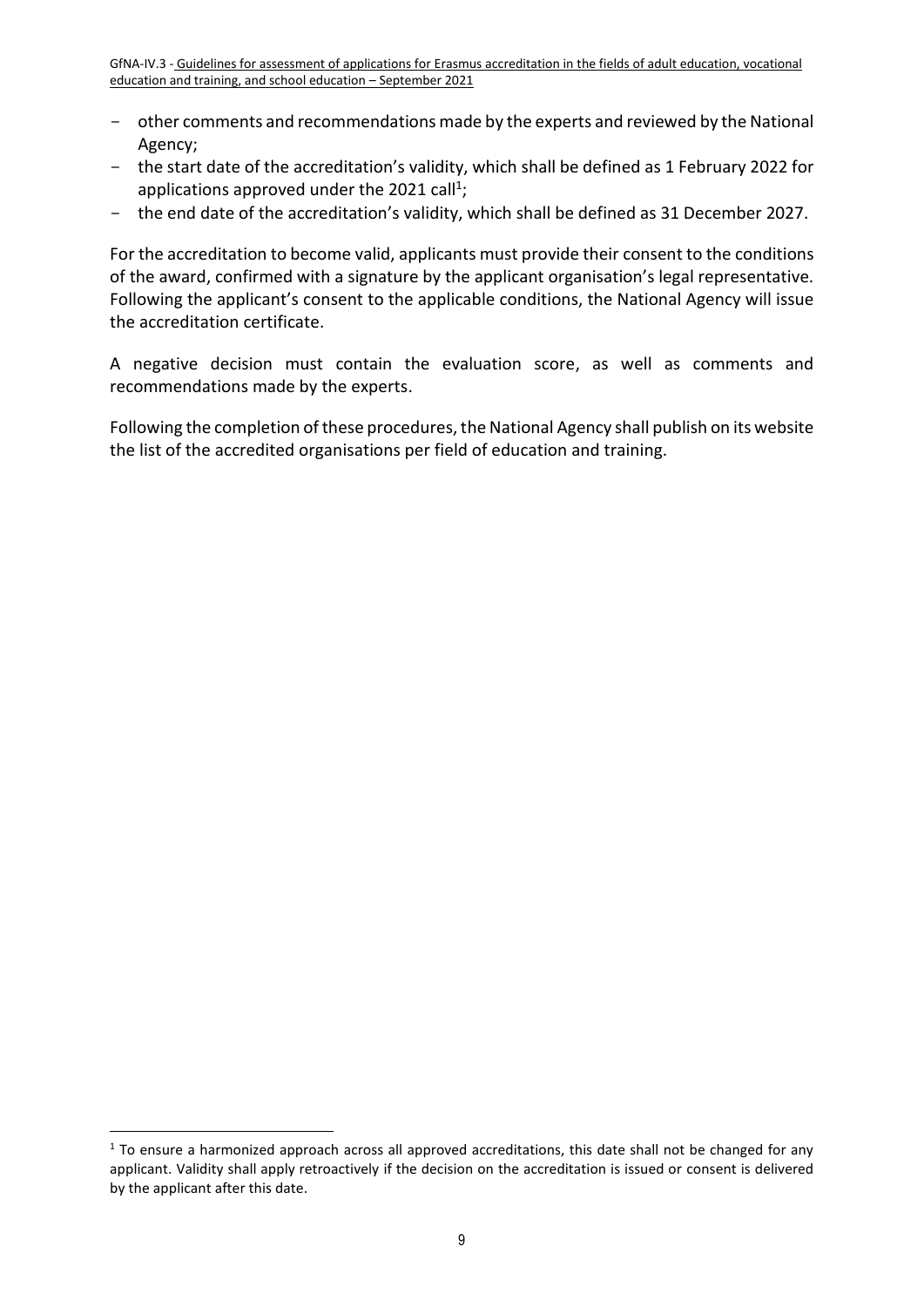- other comments and recommendations made by the experts and reviewed by the National Agency;
- the start date of the accreditation's validity, which shall be defined as 1 February 2022 for applications approved under the 2021 call[1];
- the end date of the accreditation's validity, which shall be defined as 31 December 2027.

For the accreditation to become valid, applicants must provide their consent to the conditions of the award, confirmed with a signature by the applicant organisation's legal representative. Following the applicant's consent to the applicable conditions, the National Agency will issue the accreditation certificate.

A negative decision must contain the evaluation score, as well as comments and recommendations made by the experts.

Following the completion of these procedures, the National Agency shall publish on its website the list of the accredited organisations per field of education and training.

[1] To ensure a harmonized approach across all approved accreditations, this date shall not be changed for any applicant. Validity shall apply retroactively if the decision on the accreditation is issued or consent is delivered by the applicant after this date.